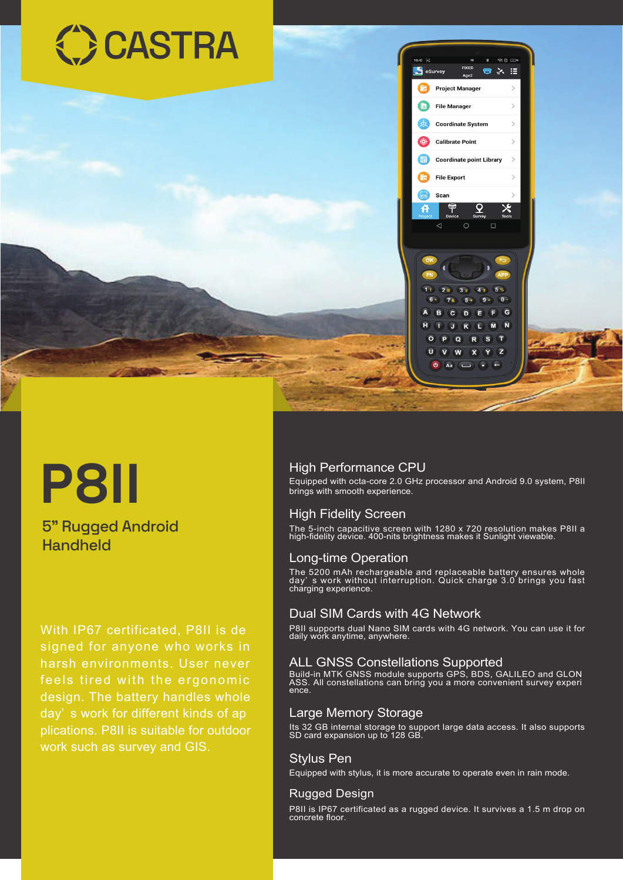# CASTRA

# P8II

## 5" Rugged Android Handheld

With IP67 certificated, P8II is designed for anyone who works in harsh environments. User never feels tired with the ergonomic design. The battery handles whole day' s work for different kinds of applications. P8II is suitable for outdoor work such as survey and GIS.

### High Performance CPU

Equipped with octa-core 2.0 GHz processor and Android 9.0 system, P8II brings with smooth experience.

### High Fidelity Screen

The 5-inch capacitive screen with 1280 x 720 resolution makes P8II a high-fidelity device. 400-nits brightness makes it Sunlight viewable.

### Long-time Operation

The 5200 mAh rechargeable and replaceable battery ensures whole day' s work without interruption. Quick charge 3.0 brings you fast charging experience.

### Dual SIM Cards with 4G Network

P8II supports dual Nano SIM cards with 4G network. You can use it for daily work anytime, anywhere.

### ALL GNSS Constellations Supported

Build-in MTK GNSS module supports GPS, BDS, GALILEO and GLONASS. All constellations can bring you a more convenient survey experience.

### Large Memory Storage

Its 32 GB internal storage to support large data access. It also supports SD card expansion up to 128 GB.

### Stylus Pen

Equipped with stylus, it is more accurate to operate even in rain mode.

### Rugged Design

P8II is IP67 certificated as a rugged device. It survives a 1.5 m drop on concrete floor.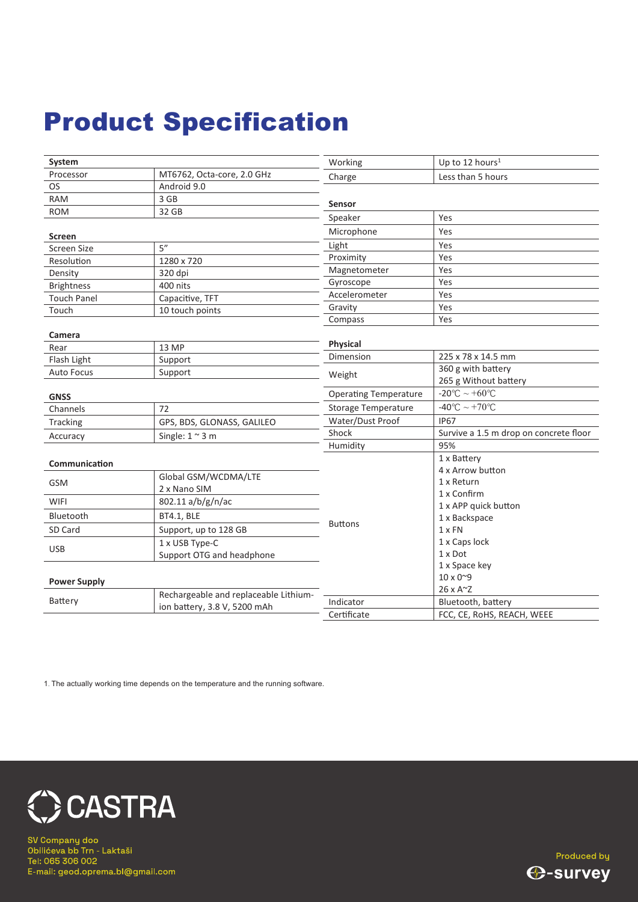# Product Specification

| System | |
|---|---|
| Processor | MT6762, Octa-core, 2.0 GHz |
| OS | Android 9.0 |
| RAM | 3 GB |
| ROM | 32 GB |

| Screen | |
|---|---|
| Screen Size | 5" |
| Resolution | 1280 x 720 |
| Density | 320 dpi |
| Brightness | 400 nits |
| Touch Panel | Capacitive, TFT |
| Touch | 10 touch points |

| Camera | |
|---|---|
| Rear | 13 MP |
| Flash Light | Support |
| Auto Focus | Support |

| GNSS | |
|---|---|
| Channels | 72 |
| Tracking | GPS, BDS, GLONASS, GALILEO |
| Accuracy | Single: 1 ~ 3 m |

| Communication | |
|---|---|
| GSM | Global GSM/WCDMA/LTE<br>2 x Nano SIM |
| WIFI | 802.11 a/b/g/n/ac |
| Bluetooth | BT4.1, BLE |
| SD Card | Support, up to 128 GB |
| USB | 1 x USB Type-C<br>Support OTG and headphone |

| Power Supply | |
|---|---|
| Battery | Rechargeable and replaceable Lithium-ion battery, 3.8 V, 5200 mAh |
| Working | Up to 12 hours[1] |
| Charge | Less than 5 hours |

| Sensor | |
|---|---|
| Speaker | Yes |
| Microphone | Yes |
| Light | Yes |
| Proximity | Yes |
| Magnetometer | Yes |
| Gyroscope | Yes |
| Accelerometer | Yes |
| Gravity | Yes |
| Compass | Yes |

| Physical | |
|---|---|
| Dimension | 225 x 78 x 14.5 mm |
| Weight | 360 g with battery<br>265 g Without battery |
| Operating Temperature | -20℃ ~ +60℃ |
| Storage Temperature | -40℃ ~ +70℃ |
| Water/Dust Proof | IP67 |
| Shock | Survive a 1.5 m drop on concrete floor |
| Humidity | 95% |
| Buttons | 1 x Battery<br>4 x Arrow button<br>1 x Return<br>1 x Confirm<br>1 x APP quick button<br>1 x Backspace<br>1 x FN<br>1 x Caps lock<br>1 x Dot<br>1 x Space key<br>10 x 0~9<br>26 x A~Z |
| Indicator | Bluetooth, battery |
| Certificate | FCC, CE, RoHS, REACH, WEEE |

1. The actually working time depends on the temperature and the running software.

CASTRA

SV Company doo
Obilićeva bb Trn - Laktaši
Tel: 065 306 002
E-mail: geod.oprema.bl@gmail.com

Produced by
e-survey